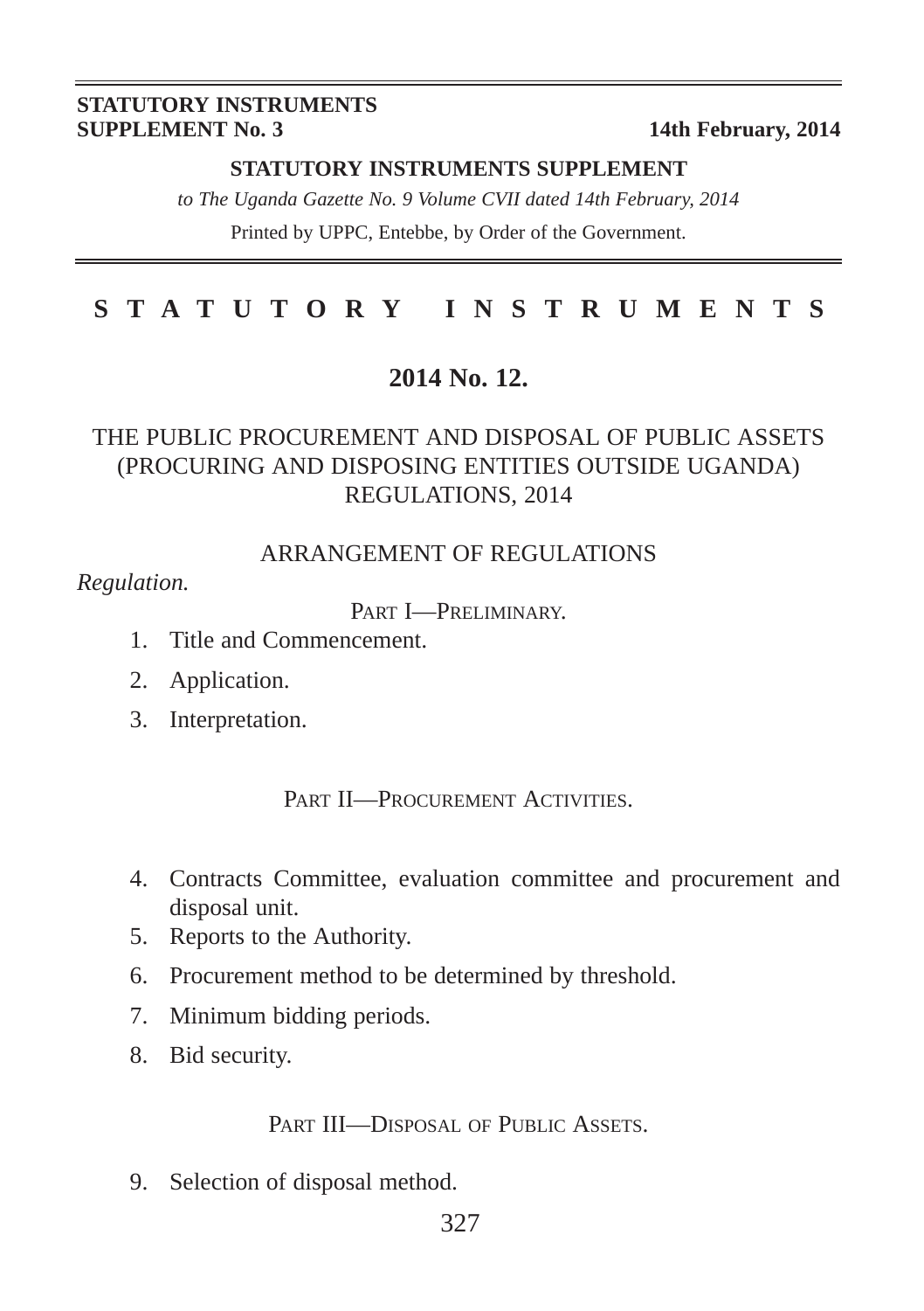**STATUTORY INSTRUMENTS**
**SUPPLEMENT No. 3** **14th February, 2014**

**STATUTORY INSTRUMENTS SUPPLEMENT**

*to The Uganda Gazette No. 9 Volume CVII dated 14th February, 2014*

Printed by UPPC, Entebbe, by Order of the Government.

# STATUTORY INSTRUMENTS

## 2014 No. 12.

## THE PUBLIC PROCUREMENT AND DISPOSAL OF PUBLIC ASSETS (PROCURING AND DISPOSING ENTITIES OUTSIDE UGANDA) REGULATIONS, 2014

### ARRANGEMENT OF REGULATIONS

*Regulation.*

PART I—PRELIMINARY.

1. Title and Commencement.
2. Application.
3. Interpretation.

PART II—PROCUREMENT ACTIVITIES.

4. Contracts Committee, evaluation committee and procurement and disposal unit.
5. Reports to the Authority.
6. Procurement method to be determined by threshold.
7. Minimum bidding periods.
8. Bid security.

PART III—DISPOSAL OF PUBLIC ASSETS.

9. Selection of disposal method.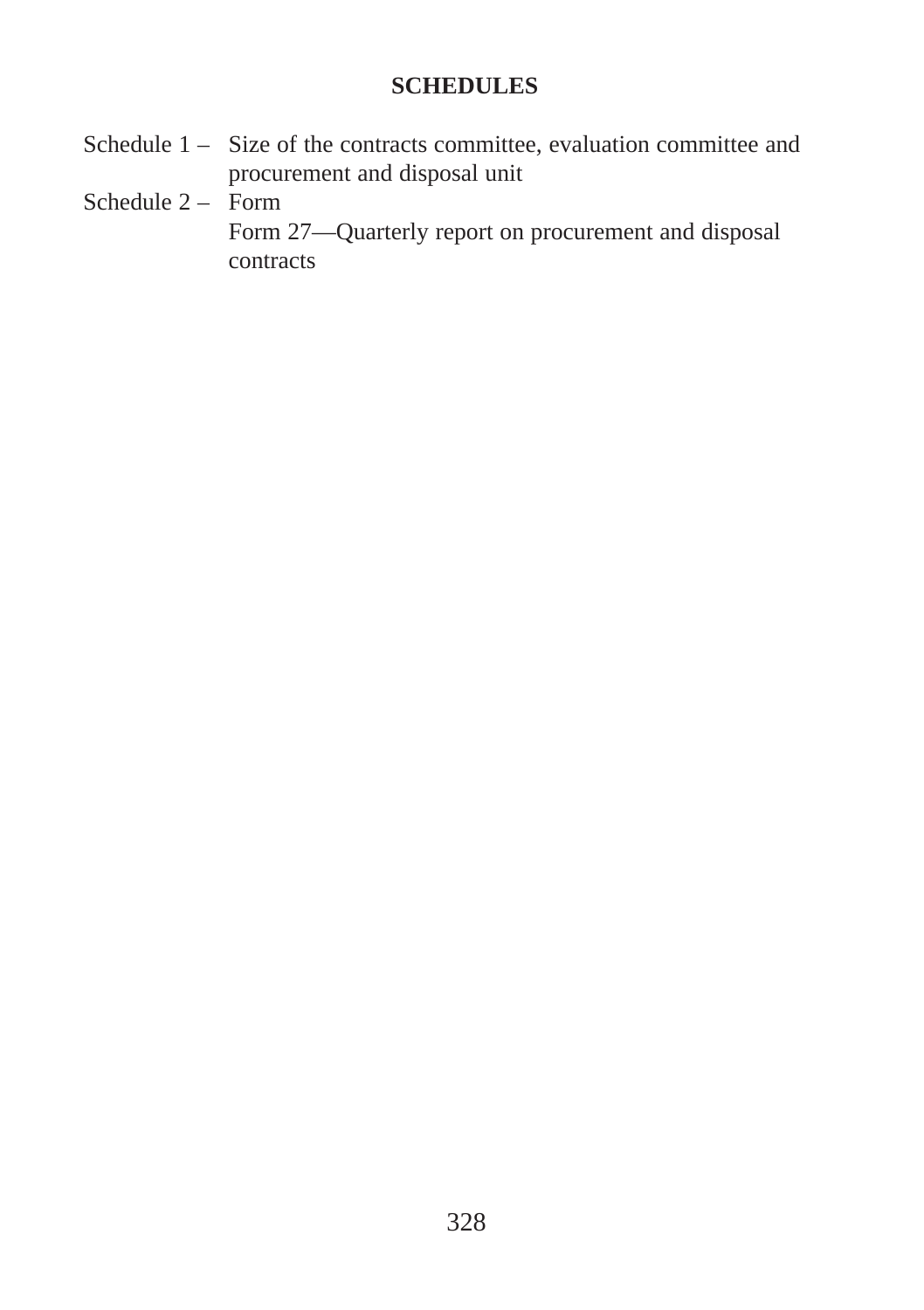## SCHEDULES

Schedule 1 – Size of the contracts committee, evaluation committee and procurement and disposal unit

Schedule 2 – Form

Form 27—Quarterly report on procurement and disposal contracts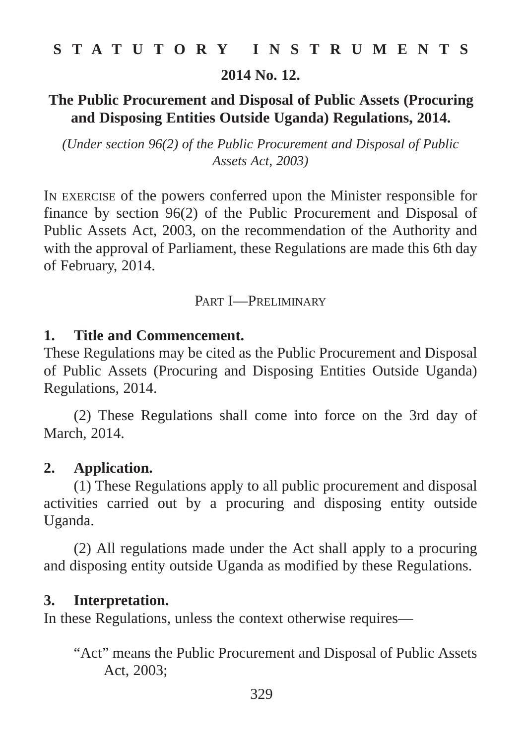**S T A T U T O R Y   I N S T R U M E N T S**

**2014 No. 12.**

# The Public Procurement and Disposal of Public Assets (Procuring and Disposing Entities Outside Uganda) Regulations, 2014.

*(Under section 96(2) of the Public Procurement and Disposal of Public Assets Act, 2003)*

IN EXERCISE of the powers conferred upon the Minister responsible for finance by section 96(2) of the Public Procurement and Disposal of Public Assets Act, 2003, on the recommendation of the Authority and with the approval of Parliament, these Regulations are made this 6th day of February, 2014.

## PART I—PRELIMINARY

**1. Title and Commencement.**

These Regulations may be cited as the Public Procurement and Disposal of Public Assets (Procuring and Disposing Entities Outside Uganda) Regulations, 2014.

(2) These Regulations shall come into force on the 3rd day of March, 2014.

**2. Application.**

(1) These Regulations apply to all public procurement and disposal activities carried out by a procuring and disposing entity outside Uganda.

(2) All regulations made under the Act shall apply to a procuring and disposing entity outside Uganda as modified by these Regulations.

**3. Interpretation.**

In these Regulations, unless the context otherwise requires—

"Act" means the Public Procurement and Disposal of Public Assets Act, 2003;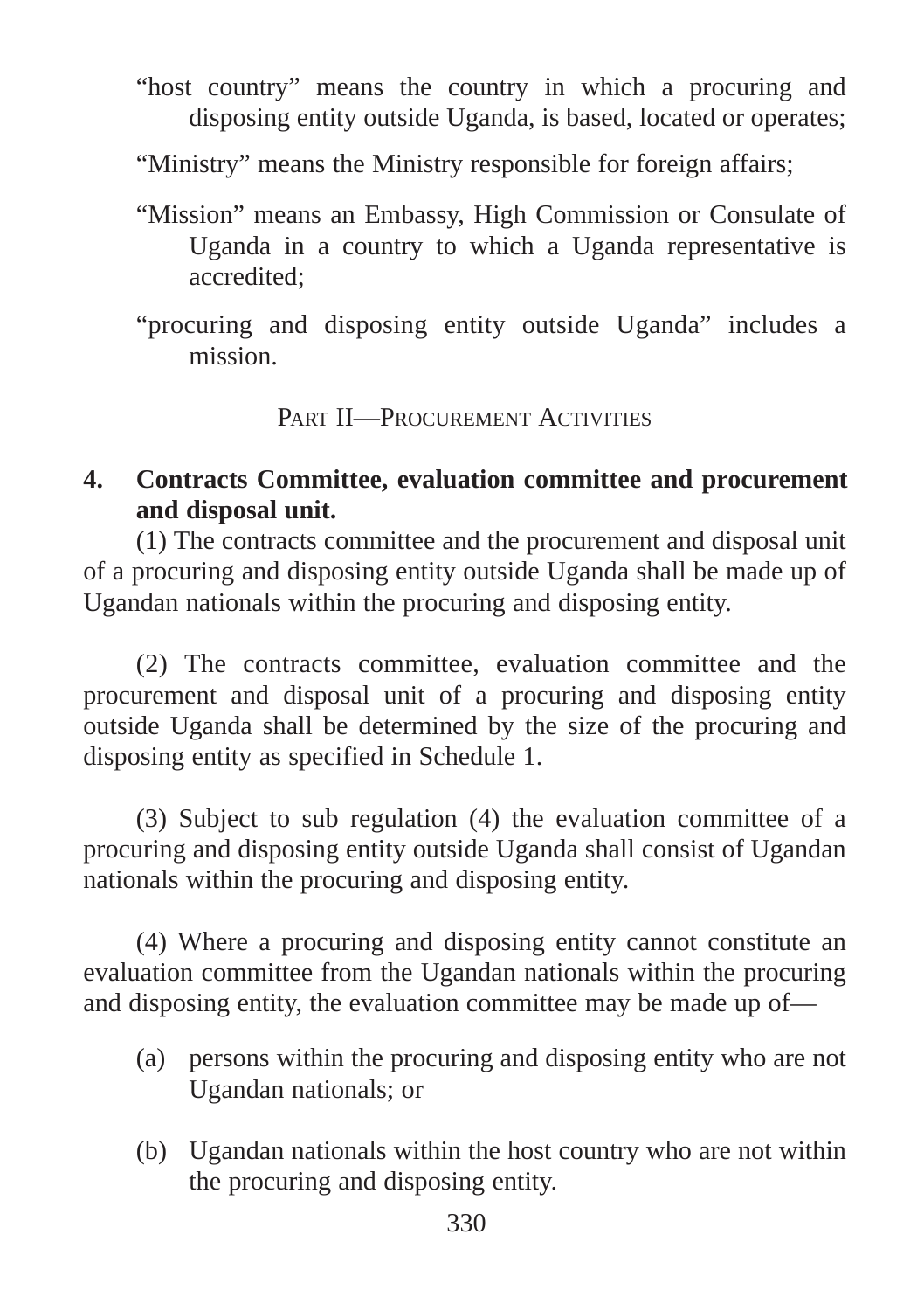"host country" means the country in which a procuring and disposing entity outside Uganda, is based, located or operates;

"Ministry" means the Ministry responsible for foreign affairs;

"Mission" means an Embassy, High Commission or Consulate of Uganda in a country to which a Uganda representative is accredited;

"procuring and disposing entity outside Uganda" includes a mission.

## PART II—PROCUREMENT ACTIVITIES

### 4. Contracts Committee, evaluation committee and procurement and disposal unit.

(1) The contracts committee and the procurement and disposal unit of a procuring and disposing entity outside Uganda shall be made up of Ugandan nationals within the procuring and disposing entity.

(2) The contracts committee, evaluation committee and the procurement and disposal unit of a procuring and disposing entity outside Uganda shall be determined by the size of the procuring and disposing entity as specified in Schedule 1.

(3) Subject to sub regulation (4) the evaluation committee of a procuring and disposing entity outside Uganda shall consist of Ugandan nationals within the procuring and disposing entity.

(4) Where a procuring and disposing entity cannot constitute an evaluation committee from the Ugandan nationals within the procuring and disposing entity, the evaluation committee may be made up of—

(a) persons within the procuring and disposing entity who are not Ugandan nationals; or

(b) Ugandan nationals within the host country who are not within the procuring and disposing entity.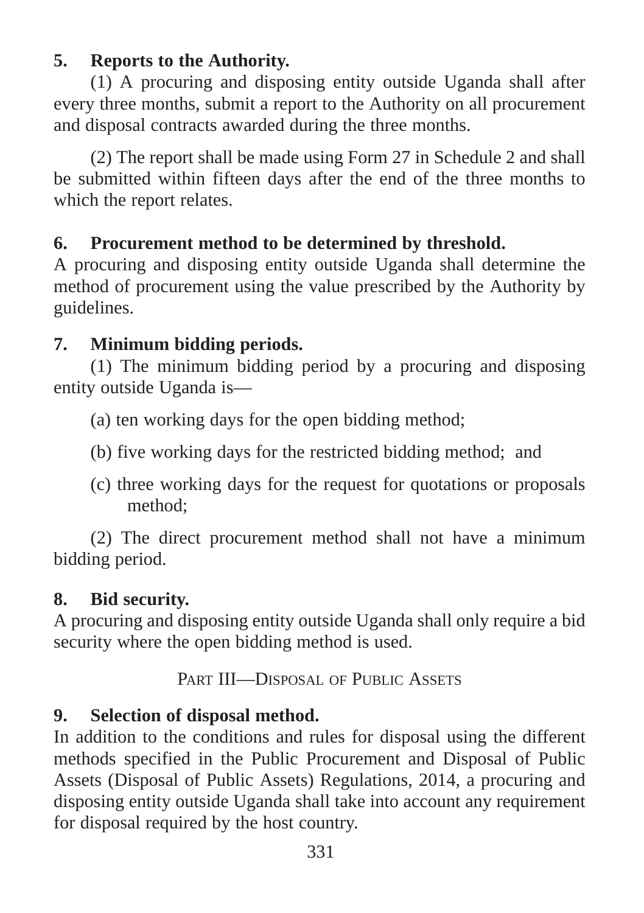**5. Reports to the Authority.**

(1) A procuring and disposing entity outside Uganda shall after every three months, submit a report to the Authority on all procurement and disposal contracts awarded during the three months.

(2) The report shall be made using Form 27 in Schedule 2 and shall be submitted within fifteen days after the end of the three months to which the report relates.

**6. Procurement method to be determined by threshold.**

A procuring and disposing entity outside Uganda shall determine the method of procurement using the value prescribed by the Authority by guidelines.

**7. Minimum bidding periods.**

(1) The minimum bidding period by a procuring and disposing entity outside Uganda is—

(a) ten working days for the open bidding method;

(b) five working days for the restricted bidding method; and

(c) three working days for the request for quotations or proposals method;

(2) The direct procurement method shall not have a minimum bidding period.

**8. Bid security.**

A procuring and disposing entity outside Uganda shall only require a bid security where the open bidding method is used.

## PART III—DISPOSAL OF PUBLIC ASSETS

**9. Selection of disposal method.**

In addition to the conditions and rules for disposal using the different methods specified in the Public Procurement and Disposal of Public Assets (Disposal of Public Assets) Regulations, 2014, a procuring and disposing entity outside Uganda shall take into account any requirement for disposal required by the host country.